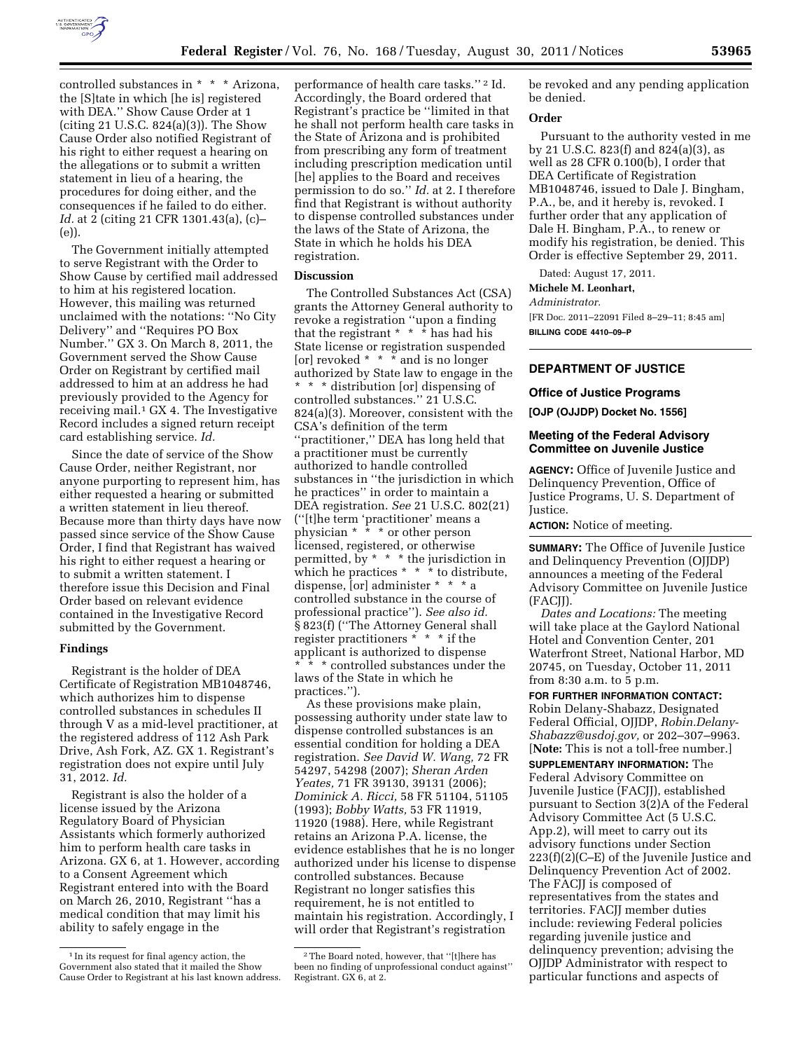controlled substances in * * * Arizona, the [S]tate in which [he is] registered with DEA.'' Show Cause Order at 1 (citing 21 U.S.C. 824(a)(3)). The Show Cause Order also notified Registrant of his right to either request a hearing on the allegations or to submit a written statement in lieu of a hearing, the procedures for doing either, and the consequences if he failed to do either. *Id.* at 2 (citing 21 CFR 1301.43(a), (c)–(e)).

The Government initially attempted to serve Registrant with the Order to Show Cause by certified mail addressed to him at his registered location. However, this mailing was returned unclaimed with the notations: ''No City Delivery'' and ''Requires PO Box Number.'' GX 3. On March 8, 2011, the Government served the Show Cause Order on Registrant by certified mail addressed to him at an address he had previously provided to the Agency for receiving mail.[1] GX 4. The Investigative Record includes a signed return receipt card establishing service. *Id.*

Since the date of service of the Show Cause Order, neither Registrant, nor anyone purporting to represent him, has either requested a hearing or submitted a written statement in lieu thereof. Because more than thirty days have now passed since service of the Show Cause Order, I find that Registrant has waived his right to either request a hearing or to submit a written statement. I therefore issue this Decision and Final Order based on relevant evidence contained in the Investigative Record submitted by the Government.

## Findings

Registrant is the holder of DEA Certificate of Registration MB1048746, which authorizes him to dispense controlled substances in schedules II through V as a mid-level practitioner, at the registered address of 112 Ash Park Drive, Ash Fork, AZ. GX 1. Registrant's registration does not expire until July 31, 2012. *Id.*

Registrant is also the holder of a license issued by the Arizona Regulatory Board of Physician Assistants which formerly authorized him to perform health care tasks in Arizona. GX 6, at 1. However, according to a Consent Agreement which Registrant entered into with the Board on March 26, 2010, Registrant ''has a medical condition that may limit his ability to safely engage in the performance of health care tasks.''[2] Id. Accordingly, the Board ordered that Registrant's practice be ''limited in that he shall not perform health care tasks in the State of Arizona and is prohibited from prescribing any form of treatment including prescription medication until [he] applies to the Board and receives permission to do so.'' *Id.* at 2. I therefore find that Registrant is without authority to dispense controlled substances under the laws of the State of Arizona, the State in which he holds his DEA registration.

## Discussion

The Controlled Substances Act (CSA) grants the Attorney General authority to revoke a registration ''upon a finding that the registrant * * * has had his State license or registration suspended [or] revoked * * * and is no longer authorized by State law to engage in the * * * distribution [or] dispensing of controlled substances.'' 21 U.S.C. 824(a)(3). Moreover, consistent with the CSA's definition of the term ''practitioner,'' DEA has long held that a practitioner must be currently authorized to handle controlled substances in ''the jurisdiction in which he practices'' in order to maintain a DEA registration. *See* 21 U.S.C. 802(21) (''[t]he term 'practitioner' means a physician * * * or other person licensed, registered, or otherwise permitted, by * * * the jurisdiction in which he practices * * * to distribute, dispense, [or] administer * * * a controlled substance in the course of professional practice''). *See also id.* § 823(f) (''The Attorney General shall register practitioners * * * if the applicant is authorized to dispense * * * controlled substances under the laws of the State in which he practices.'').

As these provisions make plain, possessing authority under state law to dispense controlled substances is an essential condition for holding a DEA registration. *See David W. Wang,* 72 FR 54297, 54298 (2007); *Sheran Arden Yeates,* 71 FR 39130, 39131 (2006); *Dominick A. Ricci,* 58 FR 51104, 51105 (1993); *Bobby Watts,* 53 FR 11919, 11920 (1988). Here, while Registrant retains an Arizona P.A. license, the evidence establishes that he is no longer authorized under his license to dispense controlled substances. Because Registrant no longer satisfies this requirement, he is not entitled to maintain his registration. Accordingly, I will order that Registrant's registration be revoked and any pending application be denied.

## Order

Pursuant to the authority vested in me by 21 U.S.C. 823(f) and 824(a)(3), as well as 28 CFR 0.100(b), I order that DEA Certificate of Registration MB1048746, issued to Dale J. Bingham, P.A., be, and it hereby is, revoked. I further order that any application of Dale H. Bingham, P.A., to renew or modify his registration, be denied. This Order is effective September 29, 2011.

Dated: August 17, 2011.

**Michele M. Leonhart,**

*Administrator.*

[FR Doc. 2011–22091 Filed 8–29–11; 8:45 am]

**BILLING CODE 4410–09–P**

[1] In its request for final agency action, the Government also stated that it mailed the Show Cause Order to Registrant at his last known address.

[2] The Board noted, however, that ''[t]here has been no finding of unprofessional conduct against'' Registrant. GX 6, at 2.

---

# DEPARTMENT OF JUSTICE

## Office of Justice Programs

**[OJP (OJJDP) Docket No. 1556]**

## Meeting of the Federal Advisory Committee on Juvenile Justice

**AGENCY:** Office of Juvenile Justice and Delinquency Prevention, Office of Justice Programs, U. S. Department of Justice.

**ACTION:** Notice of meeting.

**SUMMARY:** The Office of Juvenile Justice and Delinquency Prevention (OJJDP) announces a meeting of the Federal Advisory Committee on Juvenile Justice (FACJJ).

*Dates and Locations:* The meeting will take place at the Gaylord National Hotel and Convention Center, 201 Waterfront Street, National Harbor, MD 20745, on Tuesday, October 11, 2011 from 8:30 a.m. to 5 p.m.

**FOR FURTHER INFORMATION CONTACT:** Robin Delany-Shabazz, Designated Federal Official, OJJDP, *Robin.Delany-Shabazz@usdoj.gov,* or 202–307–9963. [**Note:** This is not a toll-free number.]

**SUPPLEMENTARY INFORMATION:** The Federal Advisory Committee on Juvenile Justice (FACJJ), established pursuant to Section 3(2)A of the Federal Advisory Committee Act (5 U.S.C. App.2), will meet to carry out its advisory functions under Section 223(f)(2)(C–E) of the Juvenile Justice and Delinquency Prevention Act of 2002. The FACJJ is composed of representatives from the states and territories. FACJJ member duties include: reviewing Federal policies regarding juvenile justice and delinquency prevention; advising the OJJDP Administrator with respect to particular functions and aspects of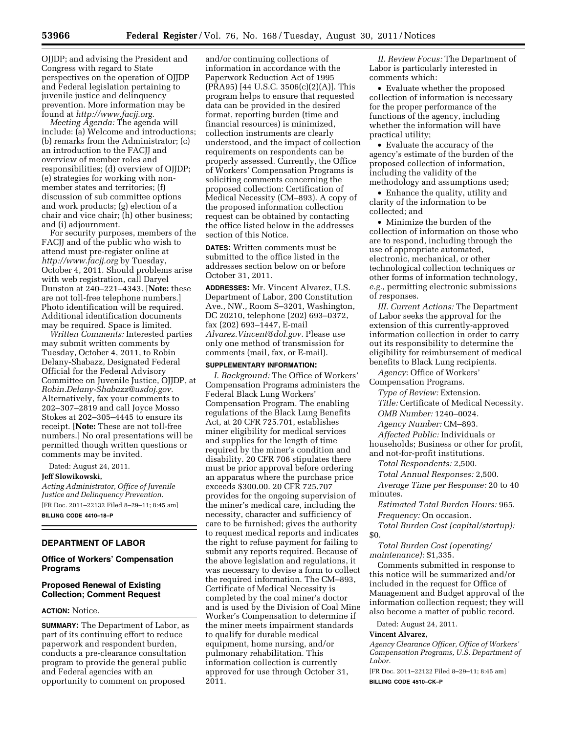OJJDP; and advising the President and Congress with regard to State perspectives on the operation of OJJDP and Federal legislation pertaining to juvenile justice and delinquency prevention. More information may be found at *http://www.facjj.org.*

*Meeting Agenda:* The agenda will include: (a) Welcome and introductions; (b) remarks from the Administrator; (c) an introduction to the FACJJ and overview of member roles and responsibilities; (d) overview of OJJDP; (e) strategies for working with non-member states and territories; (f) discussion of sub committee options and work products; (g) election of a chair and vice chair; (h) other business; and (i) adjournment.

For security purposes, members of the FACJJ and of the public who wish to attend must pre-register online at *http://www.facjj.org* by Tuesday, October 4, 2011. Should problems arise with web registration, call Daryel Dunston at 240–221–4343. [**Note:** these are not toll-free telephone numbers.] Photo identification will be required. Additional identification documents may be required. Space is limited.

*Written Comments:* Interested parties may submit written comments by Tuesday, October 4, 2011, to Robin Delany-Shabazz, Designated Federal Official for the Federal Advisory Committee on Juvenile Justice, OJJDP, at *Robin.Delany-Shabazz@usdoj.gov.* Alternatively, fax your comments to 202–307–2819 and call Joyce Mosso Stokes at 202–305–4445 to ensure its receipt. [**Note:** These are not toll-free numbers.] No oral presentations will be permitted though written questions or comments may be invited.

Dated: August 24, 2011.

**Jeff Slowikowski,**

*Acting Administrator, Office of Juvenile Justice and Delinquency Prevention.*

[FR Doc. 2011–22132 Filed 8–29–11; 8:45 am]

**BILLING CODE 4410–18–P**

## DEPARTMENT OF LABOR

### Office of Workers' Compensation Programs

### Proposed Renewal of Existing Collection; Comment Request

**ACTION:** Notice.

**SUMMARY:** The Department of Labor, as part of its continuing effort to reduce paperwork and respondent burden, conducts a pre-clearance consultation program to provide the general public and Federal agencies with an opportunity to comment on proposed and/or continuing collections of information in accordance with the Paperwork Reduction Act of 1995 (PRA95) [44 U.S.C. 3506(c)(2)(A)]. This program helps to ensure that requested data can be provided in the desired format, reporting burden (time and financial resources) is minimized, collection instruments are clearly understood, and the impact of collection requirements on respondents can be properly assessed. Currently, the Office of Workers' Compensation Programs is soliciting comments concerning the proposed collection: Certification of Medical Necessity (CM–893). A copy of the proposed information collection request can be obtained by contacting the office listed below in the addresses section of this Notice.

**DATES:** Written comments must be submitted to the office listed in the addresses section below on or before October 31, 2011.

**ADDRESSES:** Mr. Vincent Alvarez, U.S. Department of Labor, 200 Constitution Ave., NW., Room S–3201, Washington, DC 20210, telephone (202) 693–0372, fax (202) 693–1447, E-mail *Alvarez.Vincent@dol.gov.* Please use only one method of transmission for comments (mail, fax, or E-mail).

**SUPPLEMENTARY INFORMATION:**

*I. Background:* The Office of Workers' Compensation Programs administers the Federal Black Lung Workers' Compensation Program. The enabling regulations of the Black Lung Benefits Act, at 20 CFR 725.701, establishes miner eligibility for medical services and supplies for the length of time required by the miner's condition and disability. 20 CFR 706 stipulates there must be prior approval before ordering an apparatus where the purchase price exceeds $300.00. 20 CFR 725.707 provides for the ongoing supervision of the miner's medical care, including the necessity, character and sufficiency of care to be furnished; gives the authority to request medical reports and indicates the right to refuse payment for failing to submit any reports required. Because of the above legislation and regulations, it was necessary to devise a form to collect the required information. The CM–893, Certificate of Medical Necessity is completed by the coal miner's doctor and is used by the Division of Coal Mine Worker's Compensation to determine if the miner meets impairment standards to qualify for durable medical equipment, home nursing, and/or pulmonary rehabilitation. This information collection is currently approved for use through October 31, 2011.

*II. Review Focus:* The Department of Labor is particularly interested in comments which:

- Evaluate whether the proposed collection of information is necessary for the proper performance of the functions of the agency, including whether the information will have practical utility;
- Evaluate the accuracy of the agency's estimate of the burden of the proposed collection of information, including the validity of the methodology and assumptions used;
- Enhance the quality, utility and clarity of the information to be collected; and
- Minimize the burden of the collection of information on those who are to respond, including through the use of appropriate automated, electronic, mechanical, or other technological collection techniques or other forms of information technology, *e.g.,* permitting electronic submissions of responses.

*III. Current Actions:* The Department of Labor seeks the approval for the extension of this currently-approved information collection in order to carry out its responsibility to determine the eligibility for reimbursement of medical benefits to Black Lung recipients.

*Agency:* Office of Workers' Compensation Programs.

*Type of Review:* Extension.

*Title:* Certificate of Medical Necessity.

*OMB Number:* 1240–0024.

*Agency Number:* CM–893.

*Affected Public:* Individuals or households; Business or other for profit, and not-for-profit institutions.

*Total Respondents:* 2,500.

*Total Annual Responses:* 2,500.

*Average Time per Response:* 20 to 40 minutes.

*Estimated Total Burden Hours:* 965.

*Frequency:* On occasion.

*Total Burden Cost (capital/startup):* $0.

*Total Burden Cost (operating/maintenance):* $1,335.

Comments submitted in response to this notice will be summarized and/or included in the request for Office of Management and Budget approval of the information collection request; they will also become a matter of public record.

Dated: August 24, 2011.

**Vincent Alvarez,**

*Agency Clearance Officer, Office of Workers' Compensation Programs, U.S. Department of Labor.*

[FR Doc. 2011–22122 Filed 8–29–11; 8:45 am]

**BILLING CODE 4510–CK–P**